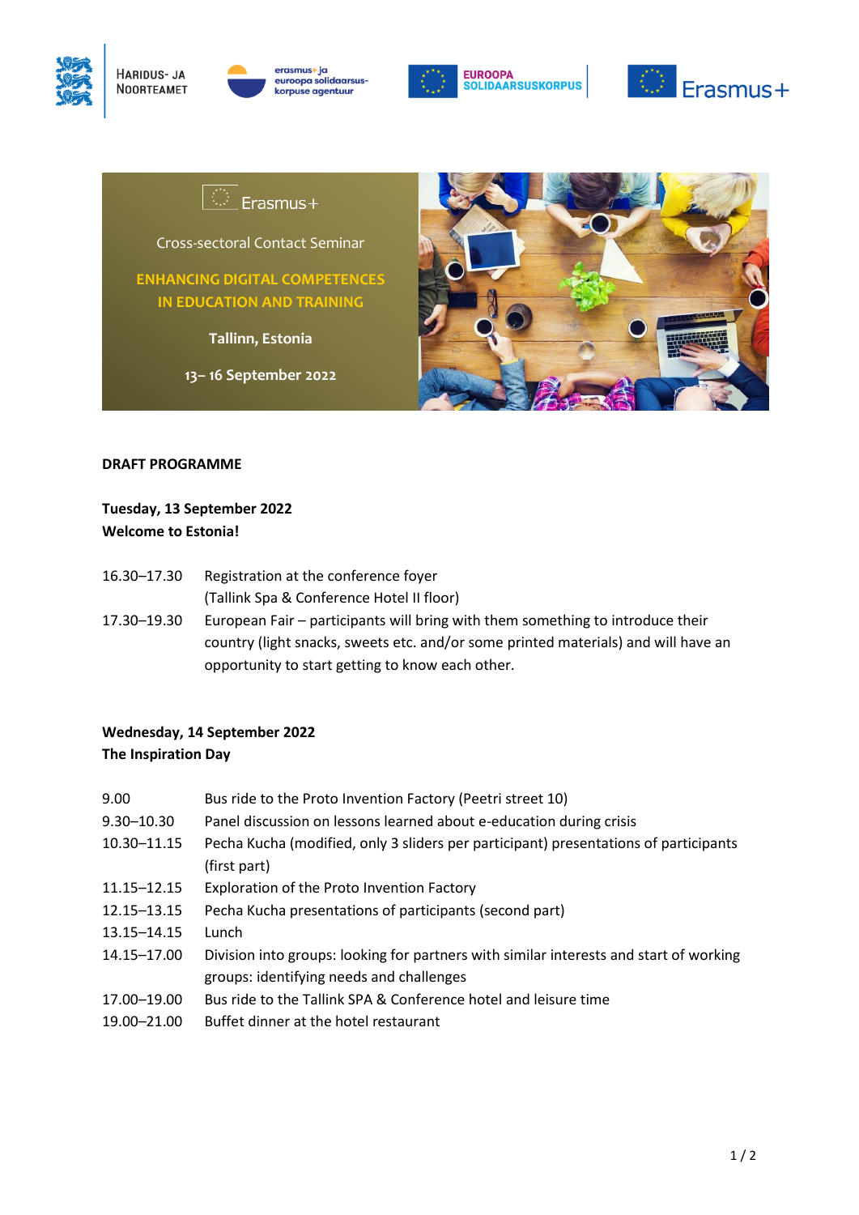HARIDUS- JA NOORTEAMET

erasmus+ ja euroopa solidaarsuskorpuse agentuur

EUROOPA SOLIDAARSUSKORPUS

Erasmus+

Erasmus+

Cross-sectoral Contact Seminar

**ENHANCING DIGITAL COMPETENCES IN EDUCATION AND TRAINING**

**Tallinn, Estonia**

**13– 16 September 2022**

**DRAFT PROGRAMME**

**Tuesday, 13 September 2022**
**Welcome to Estonia!**

| | |
|---|---|
| 16.30–17.30 | Registration at the conference foyer (Tallink Spa & Conference Hotel II floor) |
| 17.30–19.30 | European Fair – participants will bring with them something to introduce their country (light snacks, sweets etc. and/or some printed materials) and will have an opportunity to start getting to know each other. |

**Wednesday, 14 September 2022**
**The Inspiration Day**

| | |
|---|---|
| 9.00 | Bus ride to the Proto Invention Factory (Peetri street 10) |
| 9.30–10.30 | Panel discussion on lessons learned about e-education during crisis |
| 10.30–11.15 | Pecha Kucha (modified, only 3 sliders per participant) presentations of participants (first part) |
| 11.15–12.15 | Exploration of the Proto Invention Factory |
| 12.15–13.15 | Pecha Kucha presentations of participants (second part) |
| 13.15–14.15 | Lunch |
| 14.15–17.00 | Division into groups: looking for partners with similar interests and start of working groups: identifying needs and challenges |
| 17.00–19.00 | Bus ride to the Tallink SPA & Conference hotel and leisure time |
| 19.00–21.00 | Buffet dinner at the hotel restaurant |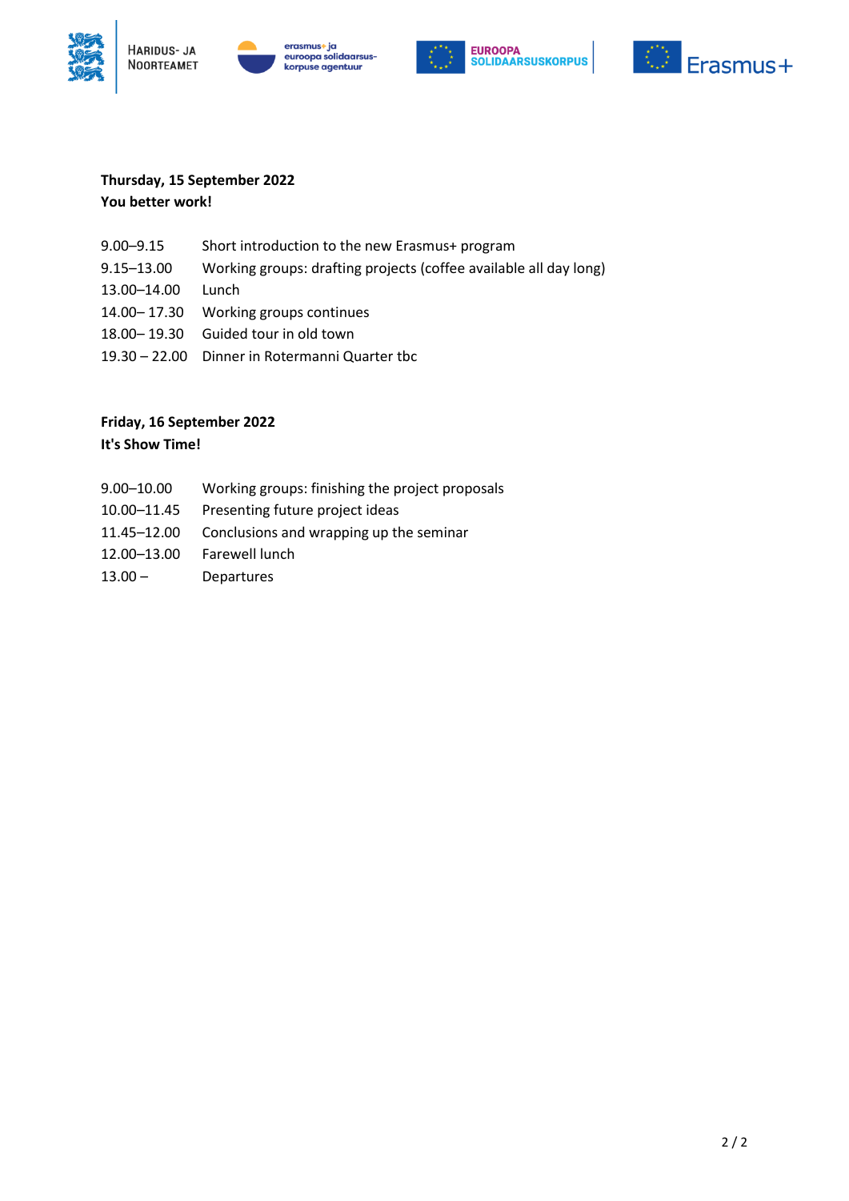**Thursday, 15 September 2022**
**You better work!**

| | |
|---|---|
| 9.00–9.15 | Short introduction to the new Erasmus+ program |
| 9.15–13.00 | Working groups: drafting projects (coffee available all day long) |
| 13.00–14.00 | Lunch |
| 14.00– 17.30 | Working groups continues |
| 18.00– 19.30 | Guided tour in old town |
| 19.30 – 22.00 | Dinner in Rotermanni Quarter tbc |

**Friday, 16 September 2022**
**It's Show Time!**

| | |
|---|---|
| 9.00–10.00 | Working groups: finishing the project proposals |
| 10.00–11.45 | Presenting future project ideas |
| 11.45–12.00 | Conclusions and wrapping up the seminar |
| 12.00–13.00 | Farewell lunch |
| 13.00 – | Departures |